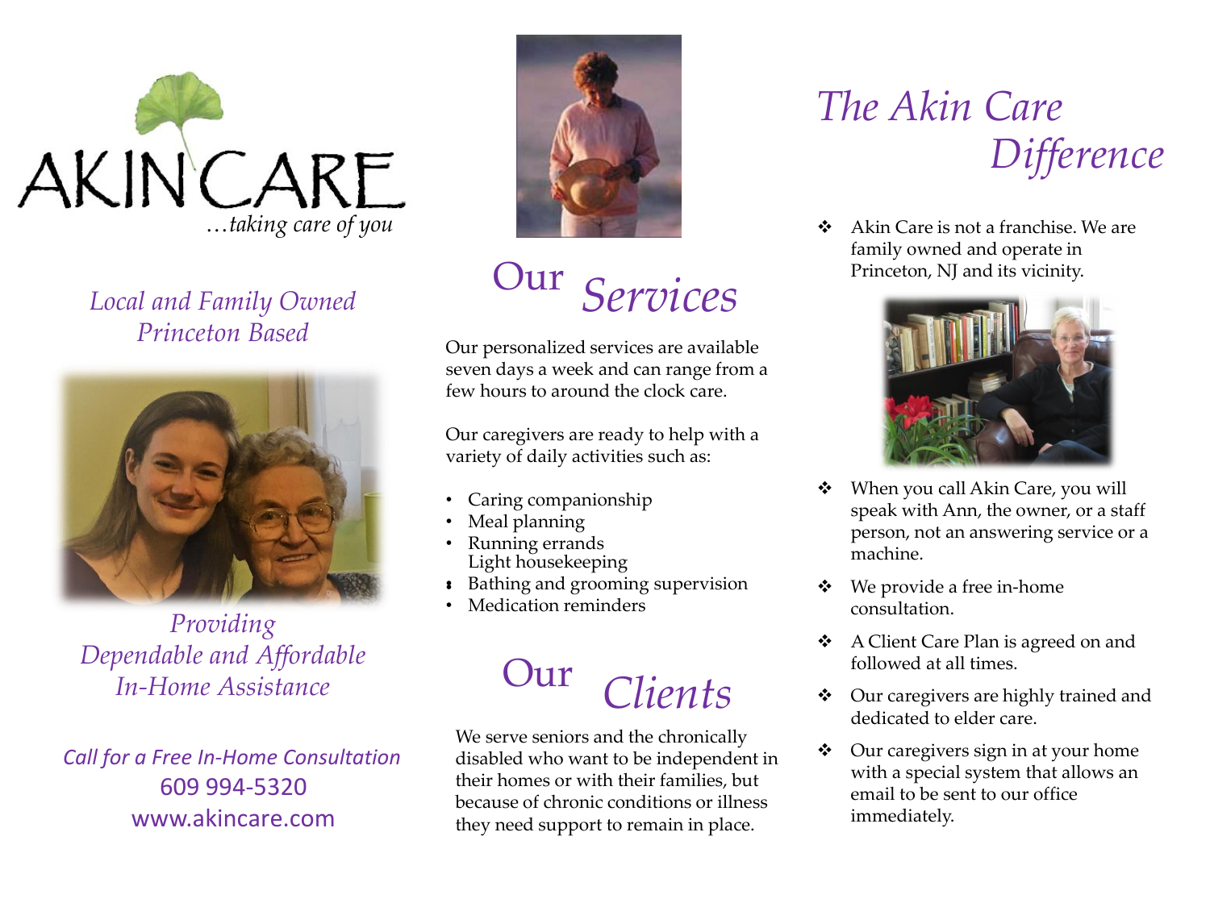# AKIN CARE

*…taking care of you*

*Local and Family Owned*
*Princeton Based*

*Providing*
*Dependable and Affordable*
*In-Home Assistance*

*Call for a Free In-Home Consultation*
609 994-5320
www.akincare.com

## Our Services

Our personalized services are available seven days a week and can range from a few hours to around the clock care.

Our caregivers are ready to help with a variety of daily activities such as:

- Caring companionship
- Meal planning
- Running errands
- Light housekeeping
- Bathing and grooming supervision
- Medication reminders

## Our Clients

We serve seniors and the chronically disabled who want to be independent in their homes or with their families, but because of chronic conditions or illness they need support to remain in place.

## The Akin Care Difference

- Akin Care is not a franchise. We are family owned and operate in Princeton, NJ and its vicinity.
- When you call Akin Care, you will speak with Ann, the owner, or a staff person, not an answering service or a machine.
- We provide a free in-home consultation.
- A Client Care Plan is agreed on and followed at all times.
- Our caregivers are highly trained and dedicated to elder care.
- Our caregivers sign in at your home with a special system that allows an email to be sent to our office immediately.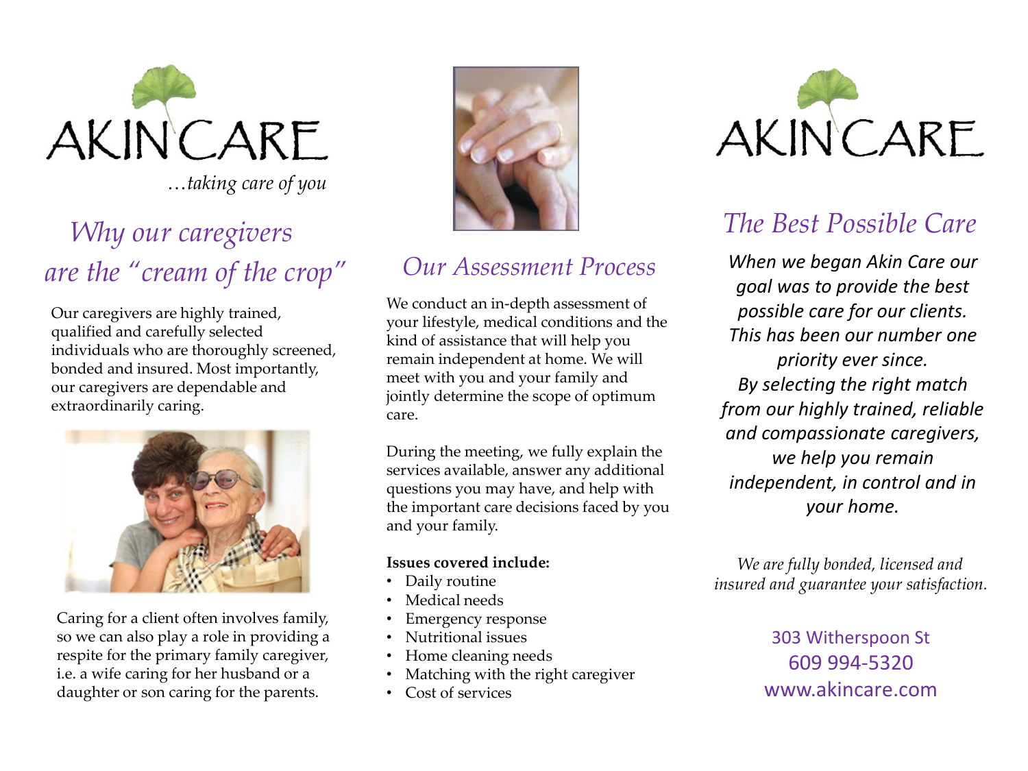AKIN CARE

*…taking care of you*

## *Why our caregivers are the "cream of the crop"*

Our caregivers are highly trained, qualified and carefully selected individuals who are thoroughly screened, bonded and insured. Most importantly, our caregivers are dependable and extraordinarily caring.

Caring for a client often involves family, so we can also play a role in providing a respite for the primary family caregiver, i.e. a wife caring for her husband or a daughter or son caring for the parents.

## *Our Assessment Process*

We conduct an in-depth assessment of your lifestyle, medical conditions and the kind of assistance that will help you remain independent at home. We will meet with you and your family and jointly determine the scope of optimum care.

During the meeting, we fully explain the services available, answer any additional questions you may have, and help with the important care decisions faced by you and your family.

**Issues covered include:**

- Daily routine
- Medical needs
- Emergency response
- Nutritional issues
- Home cleaning needs
- Matching with the right caregiver
- Cost of services

AKIN CARE

## *The Best Possible Care*

*When we began Akin Care our goal was to provide the best possible care for our clients. This has been our number one priority ever since.*
*By selecting the right match from our highly trained, reliable and compassionate caregivers, we help you remain independent, in control and in your home.*

*We are fully bonded, licensed and insured and guarantee your satisfaction.*

303 Witherspoon St
609 994-5320
www.akincare.com